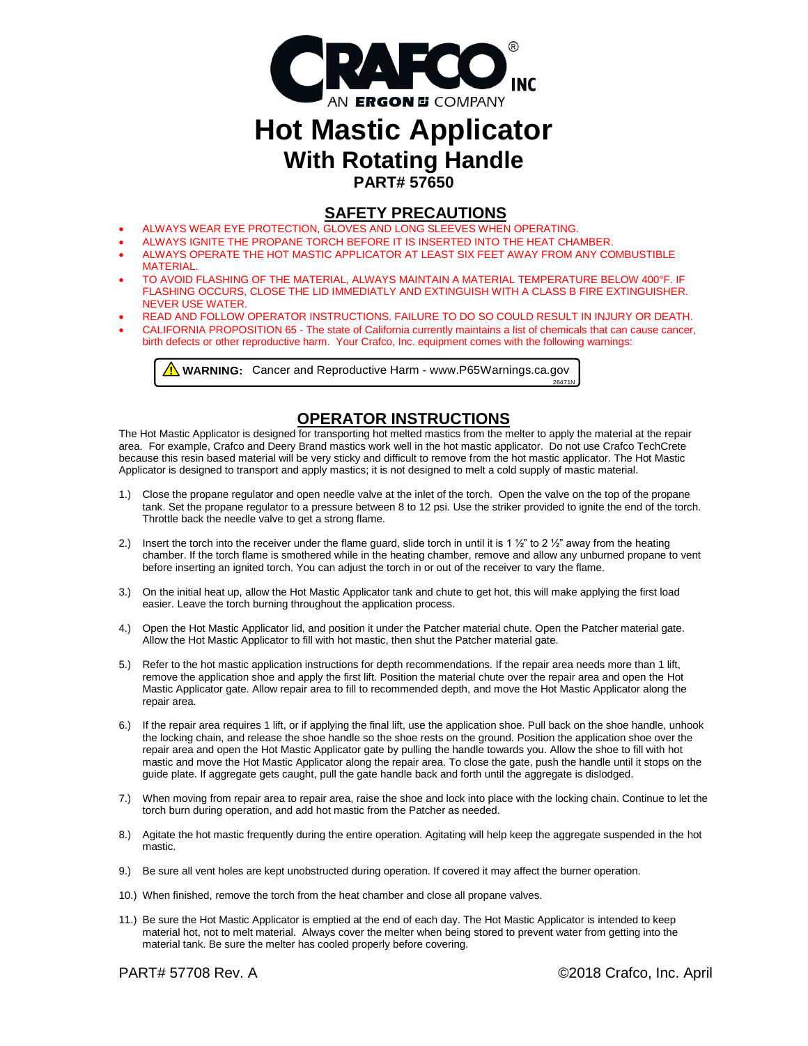CRAFCO® INC

AN ERGON COMPANY

# Hot Mastic Applicator

## With Rotating Handle

### PART# 57650

## SAFETY PRECAUTIONS

- ALWAYS WEAR EYE PROTECTION, GLOVES AND LONG SLEEVES WHEN OPERATING.
- ALWAYS IGNITE THE PROPANE TORCH BEFORE IT IS INSERTED INTO THE HEAT CHAMBER.
- ALWAYS OPERATE THE HOT MASTIC APPLICATOR AT LEAST SIX FEET AWAY FROM ANY COMBUSTIBLE MATERIAL.
- TO AVOID FLASHING OF THE MATERIAL, ALWAYS MAINTAIN A MATERIAL TEMPERATURE BELOW 400°F. IF FLASHING OCCURS, CLOSE THE LID IMMEDIATLY AND EXTINGUISH WITH A CLASS B FIRE EXTINGUISHER. NEVER USE WATER.
- READ AND FOLLOW OPERATOR INSTRUCTIONS. FAILURE TO DO SO COULD RESULT IN INJURY OR DEATH.
- CALIFORNIA PROPOSITION 65 - The state of California currently maintains a list of chemicals that can cause cancer, birth defects or other reproductive harm. Your Crafco, Inc. equipment comes with the following warnings:

> ⚠ **WARNING:** Cancer and Reproductive Harm - www.P65Warnings.ca.gov
> 26471N

## OPERATOR INSTRUCTIONS

The Hot Mastic Applicator is designed for transporting hot melted mastics from the melter to apply the material at the repair area. For example, Crafco and Deery Brand mastics work well in the hot mastic applicator. Do not use Crafco TechCrete because this resin based material will be very sticky and difficult to remove from the hot mastic applicator. The Hot Mastic Applicator is designed to transport and apply mastics; it is not designed to melt a cold supply of mastic material.

1.) Close the propane regulator and open needle valve at the inlet of the torch. Open the valve on the top of the propane tank. Set the propane regulator to a pressure between 8 to 12 psi. Use the striker provided to ignite the end of the torch. Throttle back the needle valve to get a strong flame.

2.) Insert the torch into the receiver under the flame guard, slide torch in until it is 1 ½" to 2 ½" away from the heating chamber. If the torch flame is smothered while in the heating chamber, remove and allow any unburned propane to vent before inserting an ignited torch. You can adjust the torch in or out of the receiver to vary the flame.

3.) On the initial heat up, allow the Hot Mastic Applicator tank and chute to get hot, this will make applying the first load easier. Leave the torch burning throughout the application process.

4.) Open the Hot Mastic Applicator lid, and position it under the Patcher material chute. Open the Patcher material gate. Allow the Hot Mastic Applicator to fill with hot mastic, then shut the Patcher material gate.

5.) Refer to the hot mastic application instructions for depth recommendations. If the repair area needs more than 1 lift, remove the application shoe and apply the first lift. Position the material chute over the repair area and open the Hot Mastic Applicator gate. Allow repair area to fill to recommended depth, and move the Hot Mastic Applicator along the repair area.

6.) If the repair area requires 1 lift, or if applying the final lift, use the application shoe. Pull back on the shoe handle, unhook the locking chain, and release the shoe handle so the shoe rests on the ground. Position the application shoe over the repair area and open the Hot Mastic Applicator gate by pulling the handle towards you. Allow the shoe to fill with hot mastic and move the Hot Mastic Applicator along the repair area. To close the gate, push the handle until it stops on the guide plate. If aggregate gets caught, pull the gate handle back and forth until the aggregate is dislodged.

7.) When moving from repair area to repair area, raise the shoe and lock into place with the locking chain. Continue to let the torch burn during operation, and add hot mastic from the Patcher as needed.

8.) Agitate the hot mastic frequently during the entire operation. Agitating will help keep the aggregate suspended in the hot mastic.

9.) Be sure all vent holes are kept unobstructed during operation. If covered it may affect the burner operation.

10.) When finished, remove the torch from the heat chamber and close all propane valves.

11.) Be sure the Hot Mastic Applicator is emptied at the end of each day. The Hot Mastic Applicator is intended to keep material hot, not to melt material. Always cover the melter when being stored to prevent water from getting into the material tank. Be sure the melter has cooled properly before covering.

PART# 57708 Rev. A ©2018 Crafco, Inc. April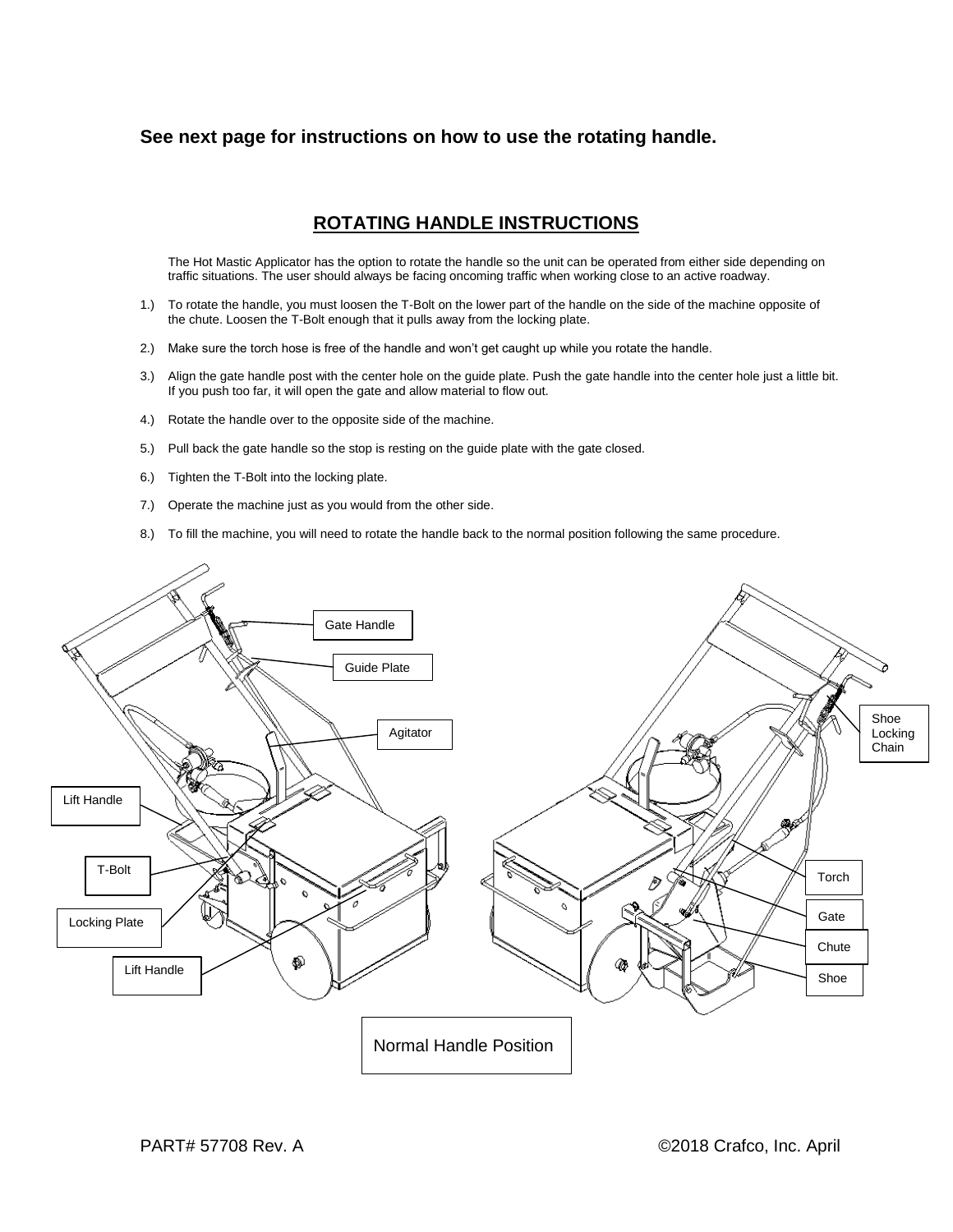**See next page for instructions on how to use the rotating handle.**

## ROTATING HANDLE INSTRUCTIONS

The Hot Mastic Applicator has the option to rotate the handle so the unit can be operated from either side depending on traffic situations. The user should always be facing oncoming traffic when working close to an active roadway.

1.) To rotate the handle, you must loosen the T-Bolt on the lower part of the handle on the side of the machine opposite of the chute. Loosen the T-Bolt enough that it pulls away from the locking plate.

2.) Make sure the torch hose is free of the handle and won't get caught up while you rotate the handle.

3.) Align the gate handle post with the center hole on the guide plate. Push the gate handle into the center hole just a little bit. If you push too far, it will open the gate and allow material to flow out.

4.) Rotate the handle over to the opposite side of the machine.

5.) Pull back the gate handle so the stop is resting on the guide plate with the gate closed.

6.) Tighten the T-Bolt into the locking plate.

7.) Operate the machine just as you would from the other side.

8.) To fill the machine, you will need to rotate the handle back to the normal position following the same procedure.

Gate Handle

Guide Plate

Agitator

Lift Handle

T-Bolt

Locking Plate

Lift Handle

Shoe Locking Chain

Torch

Gate

Chute

Shoe

Normal Handle Position

PART# 57708 Rev. A

©2018 Crafco, Inc. April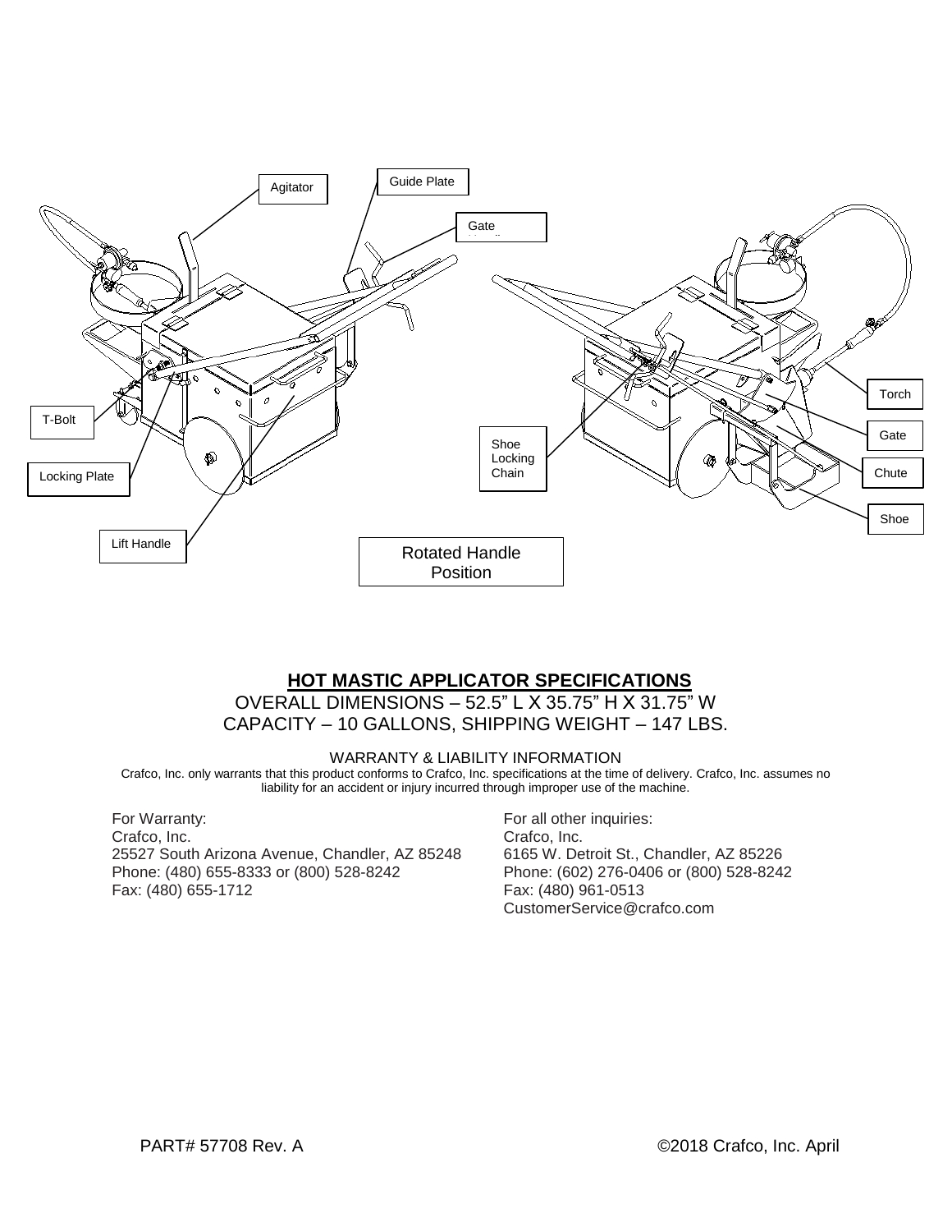Agitator

Guide Plate

Gate

T-Bolt

Locking Plate

Lift Handle

Rotated Handle Position

Shoe Locking Chain

Torch

Gate

Chute

Shoe

## HOT MASTIC APPLICATOR SPECIFICATIONS

OVERALL DIMENSIONS – 52.5" L X 35.75" H X 31.75" W
CAPACITY – 10 GALLONS, SHIPPING WEIGHT – 147 LBS.

WARRANTY & LIABILITY INFORMATION

Crafco, Inc. only warrants that this product conforms to Crafco, Inc. specifications at the time of delivery. Crafco, Inc. assumes no liability for an accident or injury incurred through improper use of the machine.

For Warranty:
Crafco, Inc.
25527 South Arizona Avenue, Chandler, AZ 85248
Phone: (480) 655-8333 or (800) 528-8242
Fax: (480) 655-1712

For all other inquiries:
Crafco, Inc.
6165 W. Detroit St., Chandler, AZ 85226
Phone: (602) 276-0406 or (800) 528-8242
Fax: (480) 961-0513
CustomerService@crafco.com

PART# 57708 Rev. A

©2018 Crafco, Inc. April